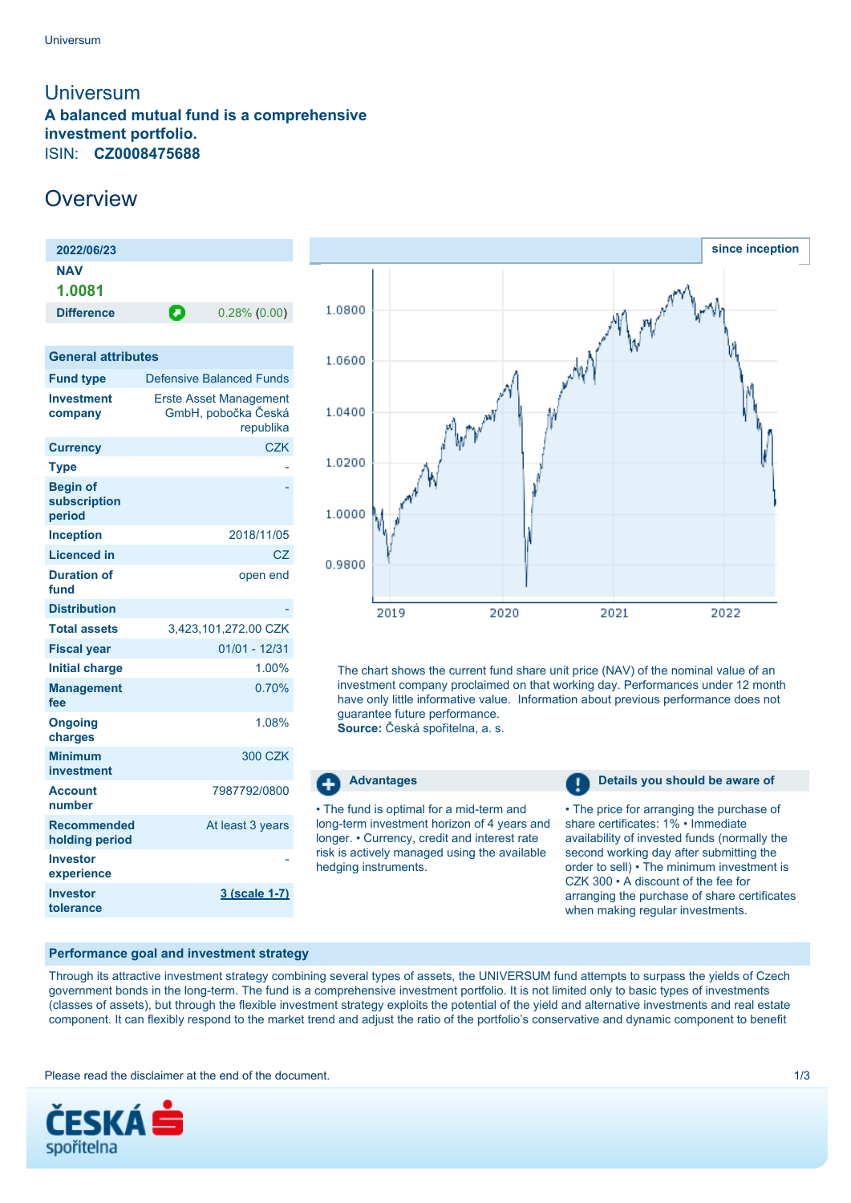# Universum

**A balanced mutual fund is a comprehensive investment portfolio.**

ISIN: **CZ0008475688**

## Overview

| 2022/06/23 | |
|---|---|
| NAV | |
| **1.0081** | |
| Difference | 0.28% (0.00) |

| General attributes | |
|---|---|
| Fund type | Defensive Balanced Funds |
| Investment company | Erste Asset Management GmbH, pobočka Česká republika |
| Currency | CZK |
| Type | - |
| Begin of subscription period | - |
| Inception | 2018/11/05 |
| Licenced in | CZ |
| Duration of fund | open end |
| Distribution | - |
| Total assets | 3,423,101,272.00 CZK |
| Fiscal year | 01/01 - 12/31 |
| Initial charge | 1.00% |
| Management fee | 0.70% |
| Ongoing charges | 1.08% |
| Minimum investment | 300 CZK |
| Account number | 7987792/0800 |
| Recommended holding period | At least 3 years |
| Investor experience | - |
| Investor tolerance | 3 (scale 1-7) |

since inception

The chart shows the current fund share unit price (NAV) of the nominal value of an investment company proclaimed on that working day. Performances under 12 month have only little informative value. Information about previous performance does not guarantee future performance.
**Source:** Česká spořitelna, a. s.

### Advantages

• The fund is optimal for a mid-term and long-term investment horizon of 4 years and longer. • Currency, credit and interest rate risk is actively managed using the available hedging instruments.

### Details you should be aware of

• The price for arranging the purchase of share certificates: 1% • Immediate availability of invested funds (normally the second working day after submitting the order to sell) • The minimum investment is CZK 300 • A discount of the fee for arranging the purchase of share certificates when making regular investments.

### Performance goal and investment strategy

Through its attractive investment strategy combining several types of assets, the UNIVERSUM fund attempts to surpass the yields of Czech government bonds in the long-term. The fund is a comprehensive investment portfolio. It is not limited only to basic types of investments (classes of assets), but through the flexible investment strategy exploits the potential of the yield and alternative investments and real estate component. It can flexibly respond to the market trend and adjust the ratio of the portfolio's conservative and dynamic component to benefit

Please read the disclaimer at the end of the document.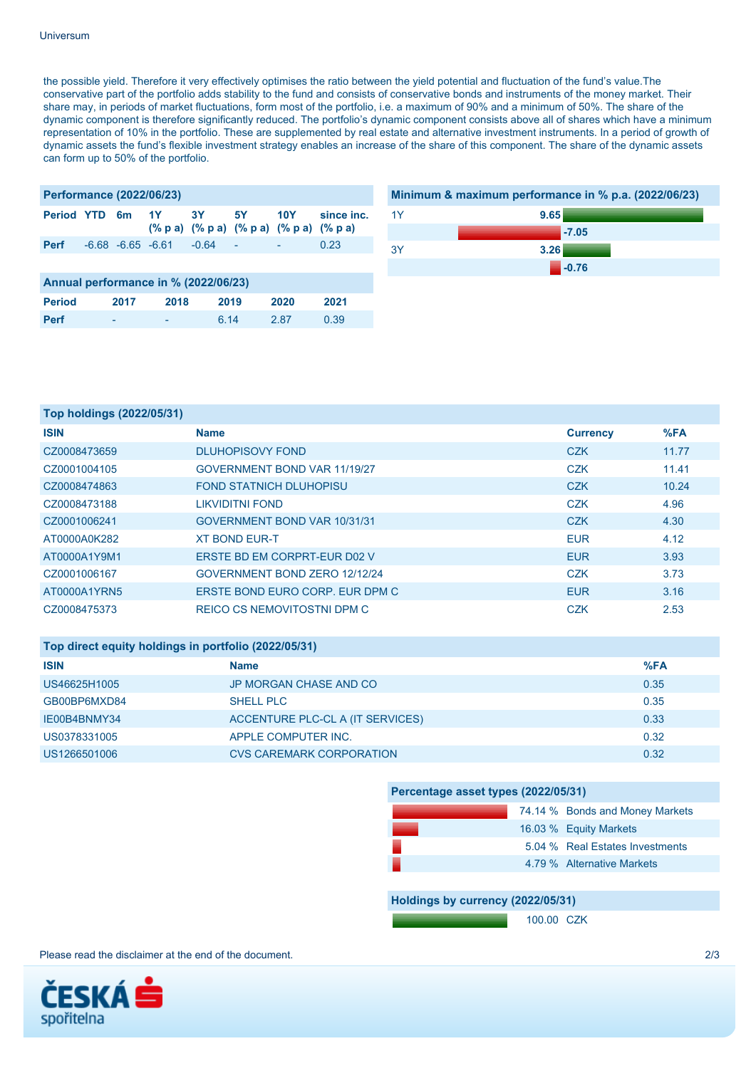the possible yield. Therefore it very effectively optimises the ratio between the yield potential and fluctuation of the fund's value.The conservative part of the portfolio adds stability to the fund and consists of conservative bonds and instruments of the money market. Their share may, in periods of market fluctuations, form most of the portfolio, i.e. a maximum of 90% and a minimum of 50%. The share of the dynamic component is therefore significantly reduced. The portfolio's dynamic component consists above all of shares which have a minimum representation of 10% in the portfolio. These are supplemented by real estate and alternative investment instruments. In a period of growth of dynamic assets the fund's flexible investment strategy enables an increase of the share of this component. The share of the dynamic assets can form up to 50% of the portfolio.

## Performance (2022/06/23)

| Period | YTD | 6m | 1Y (% p a) | 3Y (% p a) | 5Y (% p a) | 10Y (% p a) | since inc. (% p a) |
|---|---|---|---|---|---|---|---|
| Perf | -6.68 | -6.65 | -6.61 | -0.64 | - | - | 0.23 |

## Minimum & maximum performance in % p.a. (2022/06/23)

| Period | Max | Min |
|---|---|---|
| 1Y | 9.65 | -7.05 |
| 3Y | 3.26 | -0.76 |

## Annual performance in % (2022/06/23)

| Period | 2017 | 2018 | 2019 | 2020 | 2021 |
|---|---|---|---|---|---|
| Perf | - | - | 6.14 | 2.87 | 0.39 |

## Top holdings (2022/05/31)

| ISIN | Name | Currency | %FA |
|---|---|---|---|
| CZ0008473659 | DLUHOPISOVY FOND | CZK | 11.77 |
| CZ0001004105 | GOVERNMENT BOND VAR 11/19/27 | CZK | 11.41 |
| CZ0008474863 | FOND STATNICH DLUHOPISU | CZK | 10.24 |
| CZ0008473188 | LIKVIDITNI FOND | CZK | 4.96 |
| CZ0001006241 | GOVERNMENT BOND VAR 10/31/31 | CZK | 4.30 |
| AT0000A0K282 | XT BOND EUR-T | EUR | 4.12 |
| AT0000A1Y9M1 | ERSTE BD EM CORPRT-EUR D02 V | EUR | 3.93 |
| CZ0001006167 | GOVERNMENT BOND ZERO 12/12/24 | CZK | 3.73 |
| AT0000A1YRN5 | ERSTE BOND EURO CORP. EUR DPM C | EUR | 3.16 |
| CZ0008475373 | REICO CS NEMOVITOSTNI DPM C | CZK | 2.53 |

## Top direct equity holdings in portfolio (2022/05/31)

| ISIN | Name | %FA |
|---|---|---|
| US46625H1005 | JP MORGAN CHASE AND CO | 0.35 |
| GB00BP6MXD84 | SHELL PLC | 0.35 |
| IE00B4BNMY34 | ACCENTURE PLC-CL A (IT SERVICES) | 0.33 |
| US0378331005 | APPLE COMPUTER INC. | 0.32 |
| US1266501006 | CVS CAREMARK CORPORATION | 0.32 |

## Percentage asset types (2022/05/31)

| % | Asset type |
|---|---|
| 74.14 % | Bonds and Money Markets |
| 16.03 % | Equity Markets |
| 5.04 % | Real Estates Investments |
| 4.79 % | Alternative Markets |

## Holdings by currency (2022/05/31)

| % | Currency |
|---|---|
| 100.00 | CZK |

Please read the disclaimer at the end of the document.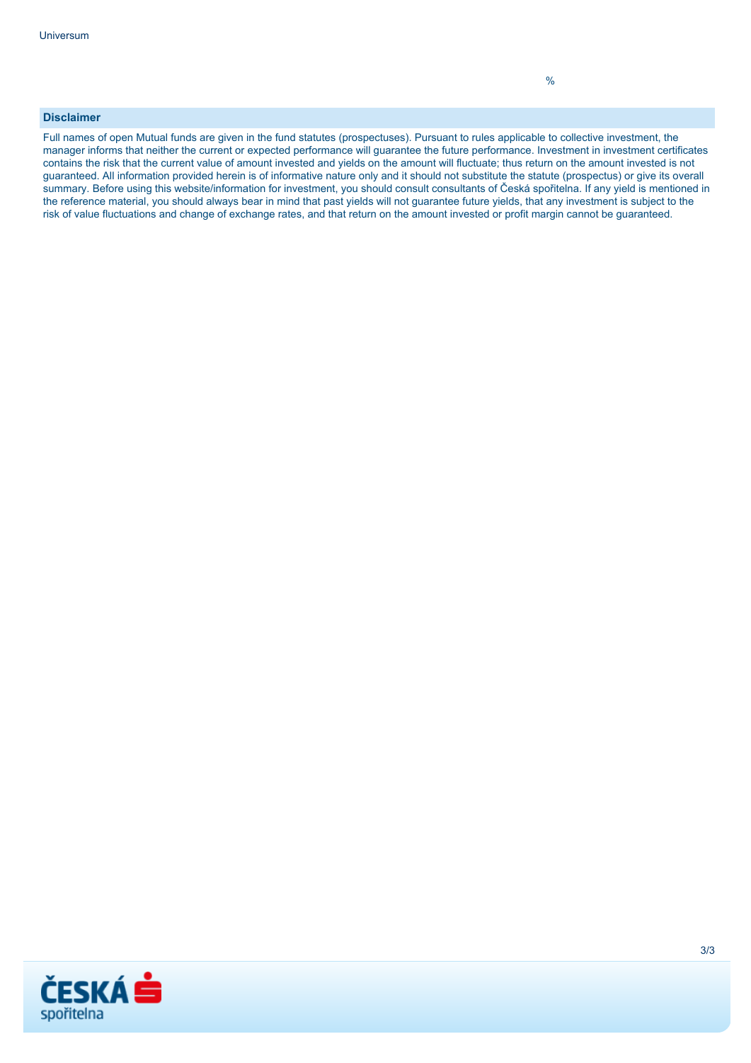Universum

%

## Disclaimer

Full names of open Mutual funds are given in the fund statutes (prospectuses). Pursuant to rules applicable to collective investment, the manager informs that neither the current or expected performance will guarantee the future performance. Investment in investment certificates contains the risk that the current value of amount invested and yields on the amount will fluctuate; thus return on the amount invested is not guaranteed. All information provided herein is of informative nature only and it should not substitute the statute (prospectus) or give its overall summary. Before using this website/information for investment, you should consult consultants of Česká spořitelna. If any yield is mentioned in the reference material, you should always bear in mind that past yields will not guarantee future yields, that any investment is subject to the risk of value fluctuations and change of exchange rates, and that return on the amount invested or profit margin cannot be guaranteed.